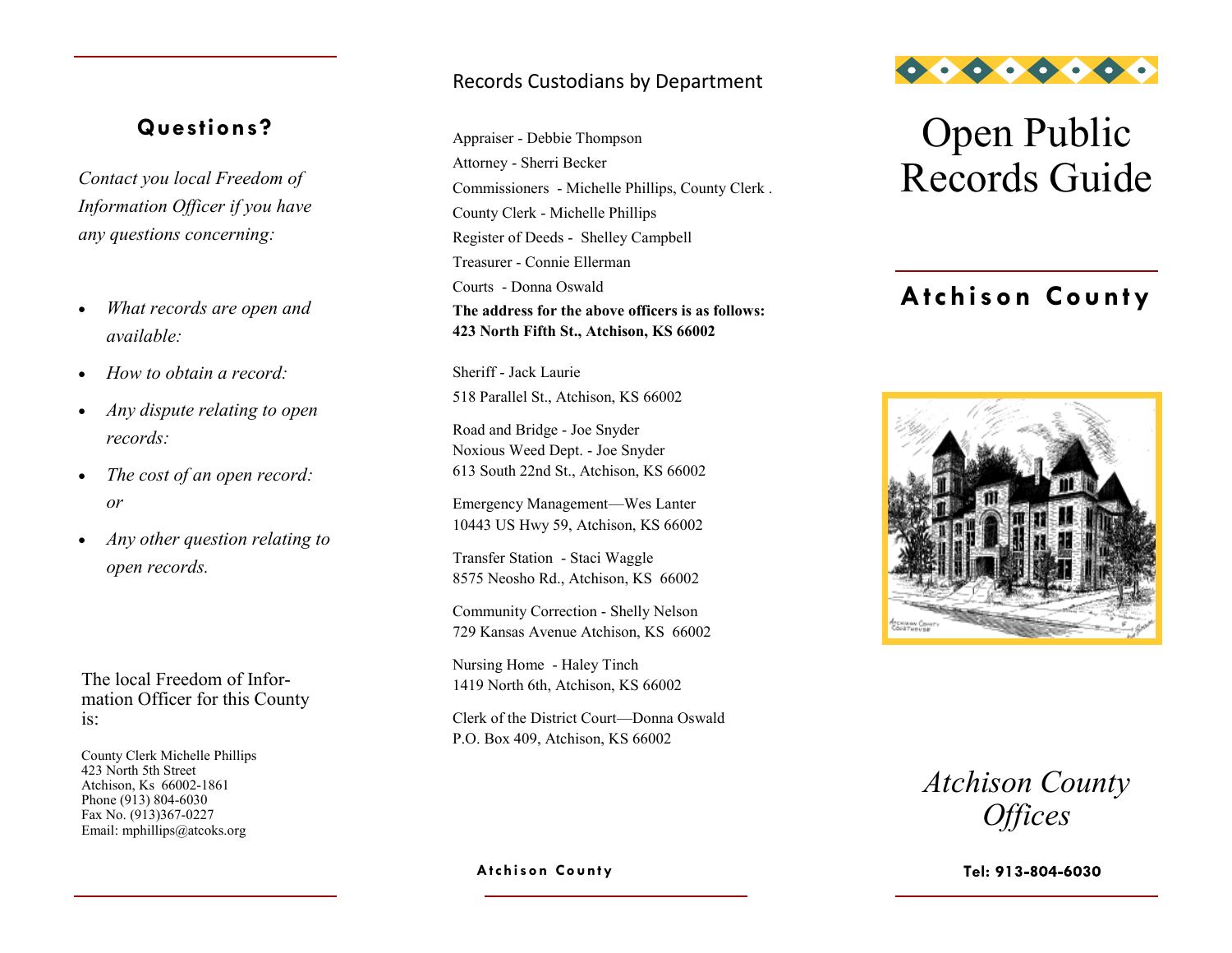## Questions?

*Contact you local Freedom of Information Officer if you have any questions concerning:*

- *What records are open and available:*
- *How to obtain a record:*
- *Any dispute relating to open records:*
- *The cost of an open record: or*
- *Any other question relating to open records.*

The local Freedom of Information Officer for this County is:

County Clerk Michelle Phillips
423 North 5th Street
Atchison, Ks 66002-1861
Phone (913) 804-6030
Fax No. (913)367-0227
Email: mphillips@atcoks.org

## Records Custodians by Department

Appraiser - Debbie Thompson
Attorney - Sherri Becker
Commissioners - Michelle Phillips, County Clerk .
County Clerk - Michelle Phillips
Register of Deeds - Shelley Campbell
Treasurer - Connie Ellerman
Courts - Donna Oswald

**The address for the above officers is as follows:**
**423 North Fifth St., Atchison, KS 66002**

Sheriff - Jack Laurie
518 Parallel St., Atchison, KS 66002

Road and Bridge - Joe Snyder
Noxious Weed Dept. - Joe Snyder
613 South 22nd St., Atchison, KS 66002

Emergency Management—Wes Lanter
10443 US Hwy 59, Atchison, KS 66002

Transfer Station - Staci Waggle
8575 Neosho Rd., Atchison, KS 66002

Community Correction - Shelly Nelson
729 Kansas Avenue Atchison, KS 66002

Nursing Home - Haley Tinch
1419 North 6th, Atchison, KS 66002

Clerk of the District Court—Donna Oswald
P.O. Box 409, Atchison, KS 66002

**Atchison County**

# Open Public Records Guide

## Atchison County

*Atchison County Offices*

**Tel: 913-804-6030**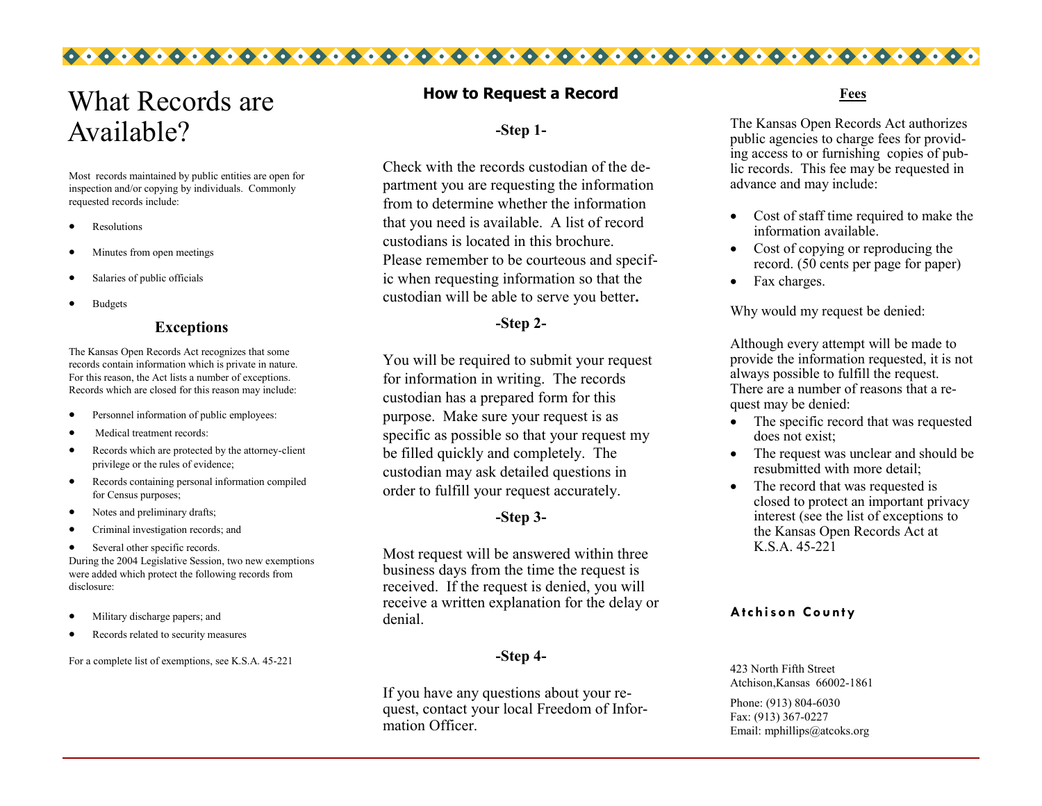# What Records are Available?

Most records maintained by public entities are open for inspection and/or copying by individuals. Commonly requested records include:

- Resolutions
- Minutes from open meetings
- Salaries of public officials
- Budgets

## Exceptions

The Kansas Open Records Act recognizes that some records contain information which is private in nature. For this reason, the Act lists a number of exceptions. Records which are closed for this reason may include:

- Personnel information of public employees:
- Medical treatment records:
- Records which are protected by the attorney-client privilege or the rules of evidence;
- Records containing personal information compiled for Census purposes;
- Notes and preliminary drafts;
- Criminal investigation records; and
- Several other specific records.

During the 2004 Legislative Session, two new exemptions were added which protect the following records from disclosure:

- Military discharge papers; and
- Records related to security measures

For a complete list of exemptions, see K.S.A. 45-221

## How to Request a Record

### -Step 1-

Check with the records custodian of the department you are requesting the information from to determine whether the information that you need is available. A list of record custodians is located in this brochure. Please remember to be courteous and specific when requesting information so that the custodian will be able to serve you better**.**

### -Step 2-

You will be required to submit your request for information in writing. The records custodian has a prepared form for this purpose. Make sure your request is as specific as possible so that your request my be filled quickly and completely. The custodian may ask detailed questions in order to fulfill your request accurately.

### -Step 3-

Most request will be answered within three business days from the time the request is received. If the request is denied, you will receive a written explanation for the delay or denial.

### -Step 4-

If you have any questions about your request, contact your local Freedom of Information Officer.

## Fees

The Kansas Open Records Act authorizes public agencies to charge fees for providing access to or furnishing copies of public records. This fee may be requested in advance and may include:

- Cost of staff time required to make the information available.
- Cost of copying or reproducing the record. (50 cents per page for paper)
- Fax charges.

Why would my request be denied:

Although every attempt will be made to provide the information requested, it is not always possible to fulfill the request. There are a number of reasons that a request may be denied:

- The specific record that was requested does not exist;
- The request was unclear and should be resubmitted with more detail;
- The record that was requested is closed to protect an important privacy interest (see the list of exceptions to the Kansas Open Records Act at K.S.A. 45-221

**Atchison County**

423 North Fifth Street
Atchison,Kansas 66002-1861

Phone: (913) 804-6030
Fax: (913) 367-0227
Email: mphillips@atcoks.org